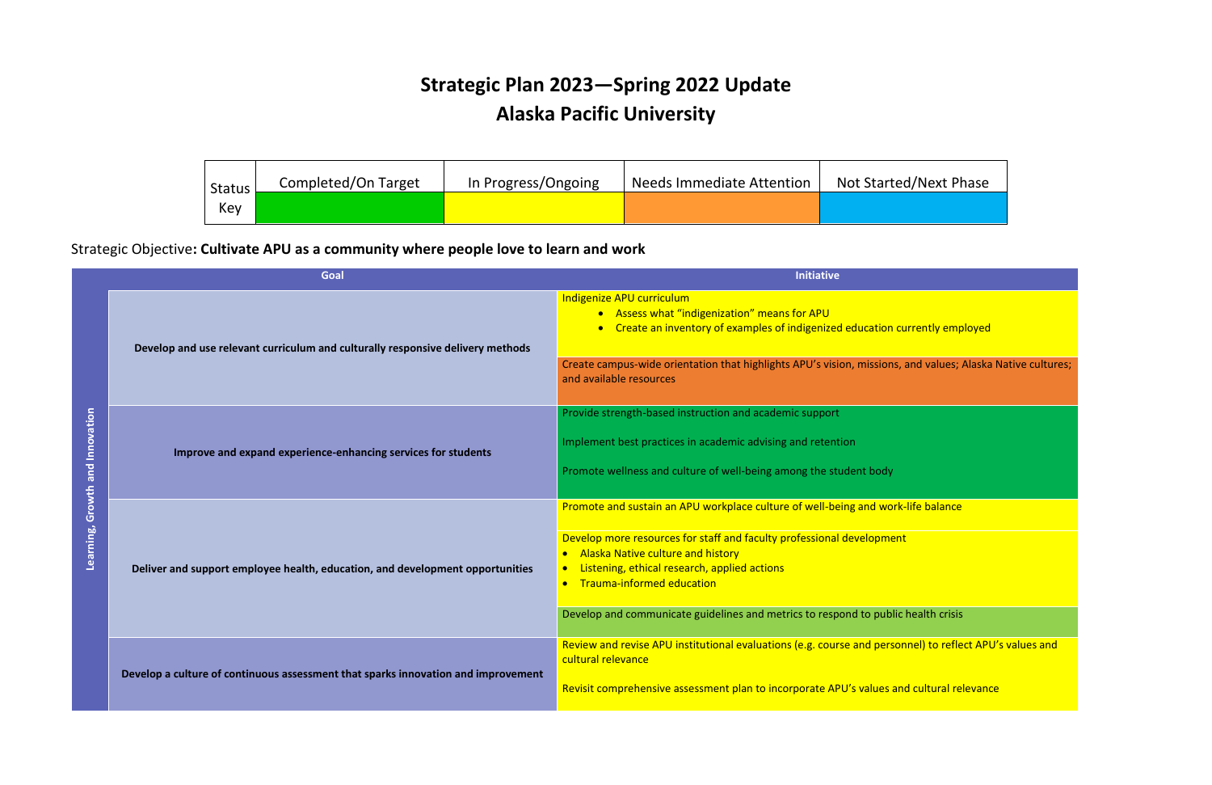# Strategic Plan 2023—Spring 2022 Update
# Alaska Pacific University

| Status Key | Completed/On Target | In Progress/Ongoing | Needs Immediate Attention | Not Started/Next Phase |
|---|---|---|---|---|

Strategic Objective**: Cultivate APU as a community where people love to learn and work**

| | Goal | Initiative |
|---|---|---|
| **Learning, Growth and Innovation** | **Develop and use relevant curriculum and culturally responsive delivery methods** | Indigenize APU curriculum<br>• Assess what "indigenization" means for APU<br>• Create an inventory of examples of indigenized education currently employed |
| | | Create campus-wide orientation that highlights APU's vision, missions, and values; Alaska Native cultures; and available resources |
| | **Improve and expand experience-enhancing services for students** | Provide strength-based instruction and academic support<br><br>Implement best practices in academic advising and retention<br><br>Promote wellness and culture of well-being among the student body |
| | **Deliver and support employee health, education, and development opportunities** | Promote and sustain an APU workplace culture of well-being and work-life balance |
| | | Develop more resources for staff and faculty professional development<br>• Alaska Native culture and history<br>• Listening, ethical research, applied actions<br>• Trauma-informed education |
| | | Develop and communicate guidelines and metrics to respond to public health crisis |
| | **Develop a culture of continuous assessment that sparks innovation and improvement** | Review and revise APU institutional evaluations (e.g. course and personnel) to reflect APU's values and cultural relevance<br><br>Revisit comprehensive assessment plan to incorporate APU's values and cultural relevance |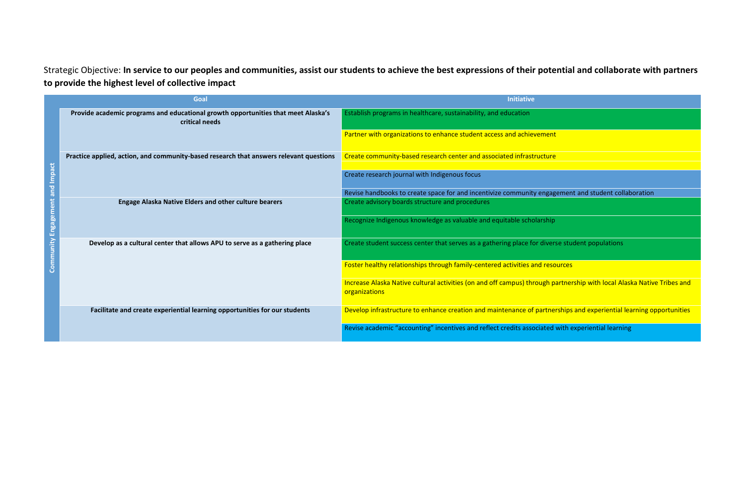Strategic Objective: **In service to our peoples and communities, assist our students to achieve the best expressions of their potential and collaborate with partners to provide the highest level of collective impact**

| | Goal | Initiative |
|---|---|---|
| Community Engagement and Impact | **Provide academic programs and educational growth opportunities that meet Alaska's critical needs** | Establish programs in healthcare, sustainability, and education |
| | | Partner with organizations to enhance student access and achievement |
| | **Practice applied, action, and community-based research that answers relevant questions** | Create community-based research center and associated infrastructure |
| | | Create research journal with Indigenous focus |
| | | Revise handbooks to create space for and incentivize community engagement and student collaboration |
| | **Engage Alaska Native Elders and other culture bearers** | Create advisory boards structure and procedures |
| | | Recognize Indigenous knowledge as valuable and equitable scholarship |
| | **Develop as a cultural center that allows APU to serve as a gathering place** | Create student success center that serves as a gathering place for diverse student populations |
| | | Foster healthy relationships through family-centered activities and resources |
| | | Increase Alaska Native cultural activities (on and off campus) through partnership with local Alaska Native Tribes and organizations |
| | **Facilitate and create experiential learning opportunities for our students** | Develop infrastructure to enhance creation and maintenance of partnerships and experiential learning opportunities |
| | | Revise academic "accounting" incentives and reflect credits associated with experiential learning |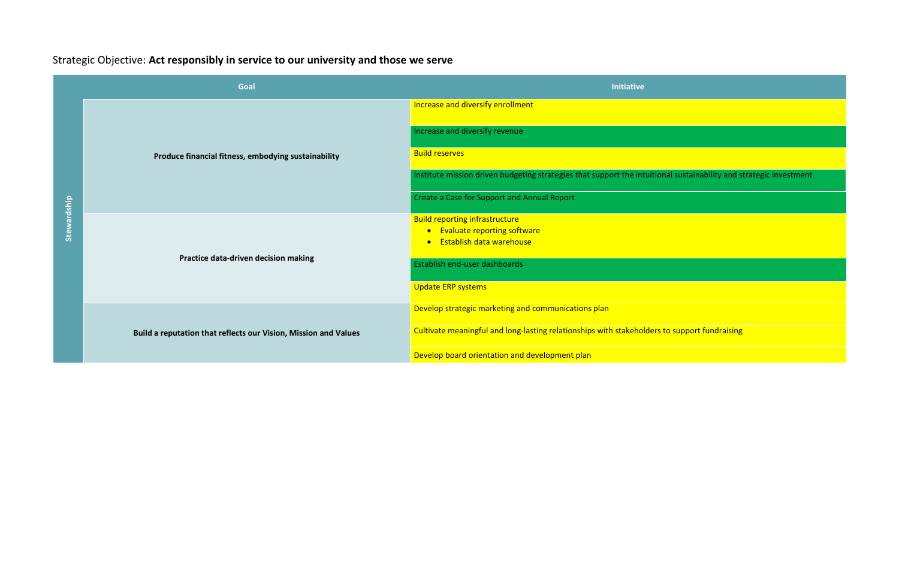Strategic Objective: **Act responsibly in service to our university and those we serve**

| | Goal | Initiative |
|---|---|---|
| Stewardship | **Produce financial fitness, embodying sustainability** | Increase and diversify enrollment |
| | | Increase and diversify revenue |
| | | Build reserves |
| | | Institute mission driven budgeting strategies that support the intuitional sustainability and strategic investment |
| | | Create a Case for Support and Annual Report |
| | **Practice data-driven decision making** | Build reporting infrastructure<br>• Evaluate reporting software<br>• Establish data warehouse |
| | | Establish end-user dashboards |
| | | Update ERP systems |
| | **Build a reputation that reflects our Vision, Mission and Values** | Develop strategic marketing and communications plan |
| | | Cultivate meaningful and long-lasting relationships with stakeholders to support fundraising |
| | | Develop board orientation and development plan |